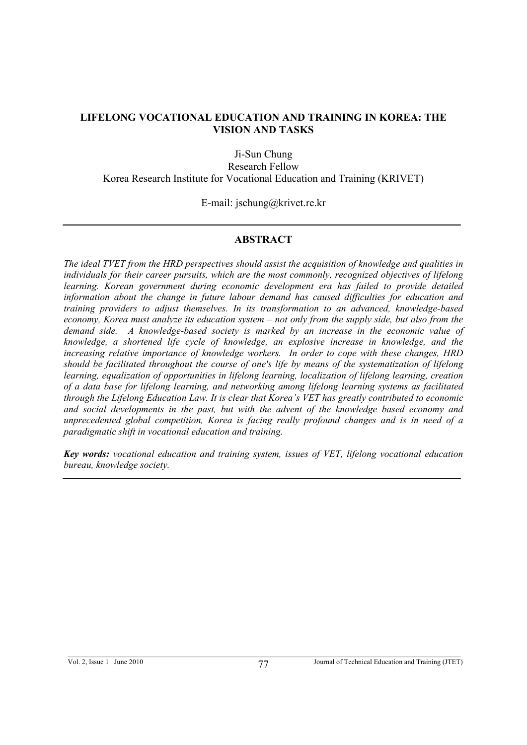# LIFELONG VOCATIONAL EDUCATION AND TRAINING IN KOREA: THE VISION AND TASKS

Ji-Sun Chung
Research Fellow
Korea Research Institute for Vocational Education and Training (KRIVET)

E-mail: jschung@krivet.re.kr

## ABSTRACT

*The ideal TVET from the HRD perspectives should assist the acquisition of knowledge and qualities in individuals for their career pursuits, which are the most commonly, recognized objectives of lifelong learning. Korean government during economic development era has failed to provide detailed information about the change in future labour demand has caused difficulties for education and training providers to adjust themselves. In its transformation to an advanced, knowledge-based economy, Korea must analyze its education system – not only from the supply side, but also from the demand side. A knowledge-based society is marked by an increase in the economic value of knowledge, a shortened life cycle of knowledge, an explosive increase in knowledge, and the increasing relative importance of knowledge workers. In order to cope with these changes, HRD should be facilitated throughout the course of one's life by means of the systematization of lifelong learning, equalization of opportunities in lifelong learning, localization of lifelong learning, creation of a data base for lifelong learning, and networking among lifelong learning systems as facilitated through the Lifelong Education Law. It is clear that Korea's VET has greatly contributed to economic and social developments in the past, but with the advent of the knowledge based economy and unprecedented global competition, Korea is facing really profound changes and is in need of a paradigmatic shift in vocational education and training.*

***Key words:*** *vocational education and training system, issues of VET, lifelong vocational education bureau, knowledge society.*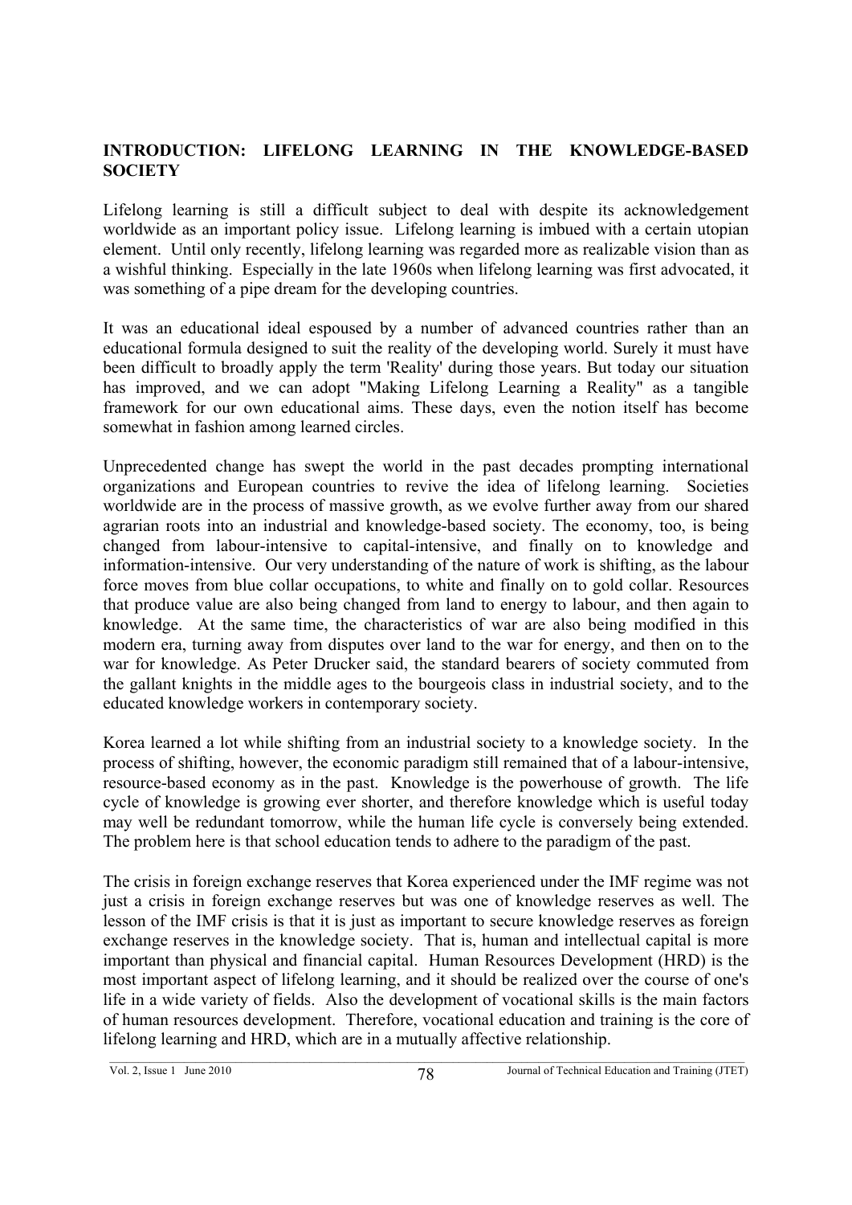## INTRODUCTION: LIFELONG LEARNING IN THE KNOWLEDGE-BASED SOCIETY

Lifelong learning is still a difficult subject to deal with despite its acknowledgement worldwide as an important policy issue. Lifelong learning is imbued with a certain utopian element. Until only recently, lifelong learning was regarded more as realizable vision than as a wishful thinking. Especially in the late 1960s when lifelong learning was first advocated, it was something of a pipe dream for the developing countries.

It was an educational ideal espoused by a number of advanced countries rather than an educational formula designed to suit the reality of the developing world. Surely it must have been difficult to broadly apply the term 'Reality' during those years. But today our situation has improved, and we can adopt "Making Lifelong Learning a Reality" as a tangible framework for our own educational aims. These days, even the notion itself has become somewhat in fashion among learned circles.

Unprecedented change has swept the world in the past decades prompting international organizations and European countries to revive the idea of lifelong learning. Societies worldwide are in the process of massive growth, as we evolve further away from our shared agrarian roots into an industrial and knowledge-based society. The economy, too, is being changed from labour-intensive to capital-intensive, and finally on to knowledge and information-intensive. Our very understanding of the nature of work is shifting, as the labour force moves from blue collar occupations, to white and finally on to gold collar. Resources that produce value are also being changed from land to energy to labour, and then again to knowledge. At the same time, the characteristics of war are also being modified in this modern era, turning away from disputes over land to the war for energy, and then on to the war for knowledge. As Peter Drucker said, the standard bearers of society commuted from the gallant knights in the middle ages to the bourgeois class in industrial society, and to the educated knowledge workers in contemporary society.

Korea learned a lot while shifting from an industrial society to a knowledge society. In the process of shifting, however, the economic paradigm still remained that of a labour-intensive, resource-based economy as in the past. Knowledge is the powerhouse of growth. The life cycle of knowledge is growing ever shorter, and therefore knowledge which is useful today may well be redundant tomorrow, while the human life cycle is conversely being extended. The problem here is that school education tends to adhere to the paradigm of the past.

The crisis in foreign exchange reserves that Korea experienced under the IMF regime was not just a crisis in foreign exchange reserves but was one of knowledge reserves as well. The lesson of the IMF crisis is that it is just as important to secure knowledge reserves as foreign exchange reserves in the knowledge society. That is, human and intellectual capital is more important than physical and financial capital. Human Resources Development (HRD) is the most important aspect of lifelong learning, and it should be realized over the course of one's life in a wide variety of fields. Also the development of vocational skills is the main factors of human resources development. Therefore, vocational education and training is the core of lifelong learning and HRD, which are in a mutually affective relationship.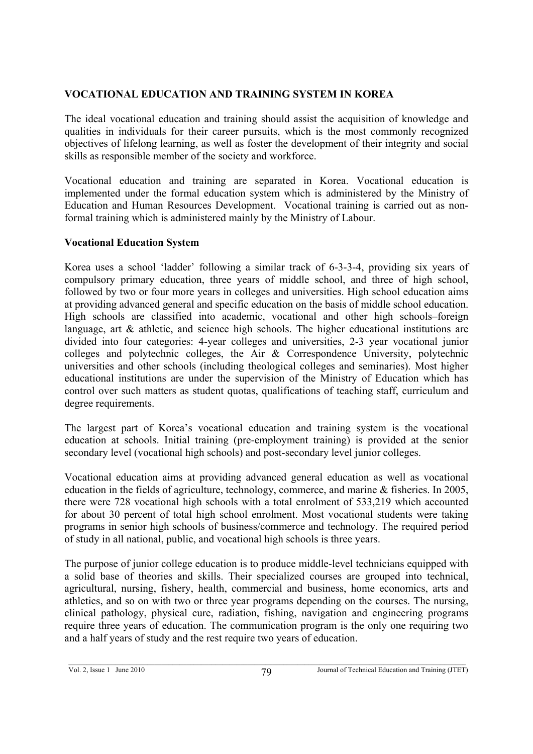## VOCATIONAL EDUCATION AND TRAINING SYSTEM IN KOREA

The ideal vocational education and training should assist the acquisition of knowledge and qualities in individuals for their career pursuits, which is the most commonly recognized objectives of lifelong learning, as well as foster the development of their integrity and social skills as responsible member of the society and workforce.

Vocational education and training are separated in Korea. Vocational education is implemented under the formal education system which is administered by the Ministry of Education and Human Resources Development. Vocational training is carried out as non-formal training which is administered mainly by the Ministry of Labour.

### Vocational Education System

Korea uses a school 'ladder' following a similar track of 6-3-3-4, providing six years of compulsory primary education, three years of middle school, and three of high school, followed by two or four more years in colleges and universities. High school education aims at providing advanced general and specific education on the basis of middle school education. High schools are classified into academic, vocational and other high schools–foreign language, art & athletic, and science high schools. The higher educational institutions are divided into four categories: 4-year colleges and universities, 2-3 year vocational junior colleges and polytechnic colleges, the Air & Correspondence University, polytechnic universities and other schools (including theological colleges and seminaries). Most higher educational institutions are under the supervision of the Ministry of Education which has control over such matters as student quotas, qualifications of teaching staff, curriculum and degree requirements.

The largest part of Korea's vocational education and training system is the vocational education at schools. Initial training (pre-employment training) is provided at the senior secondary level (vocational high schools) and post-secondary level junior colleges.

Vocational education aims at providing advanced general education as well as vocational education in the fields of agriculture, technology, commerce, and marine & fisheries. In 2005, there were 728 vocational high schools with a total enrolment of 533,219 which accounted for about 30 percent of total high school enrolment. Most vocational students were taking programs in senior high schools of business/commerce and technology. The required period of study in all national, public, and vocational high schools is three years.

The purpose of junior college education is to produce middle-level technicians equipped with a solid base of theories and skills. Their specialized courses are grouped into technical, agricultural, nursing, fishery, health, commercial and business, home economics, arts and athletics, and so on with two or three year programs depending on the courses. The nursing, clinical pathology, physical cure, radiation, fishing, navigation and engineering programs require three years of education. The communication program is the only one requiring two and a half years of study and the rest require two years of education.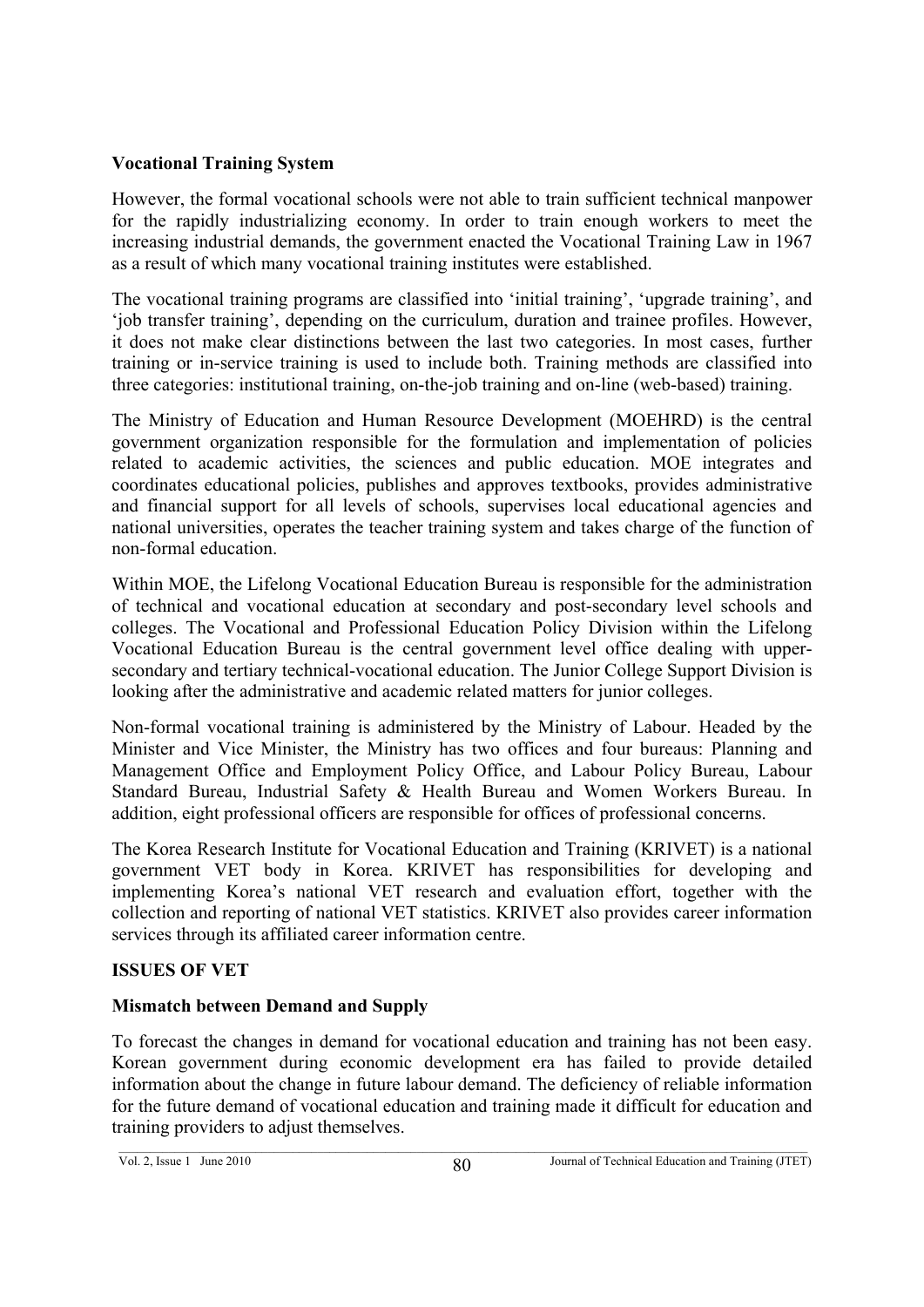### Vocational Training System

However, the formal vocational schools were not able to train sufficient technical manpower for the rapidly industrializing economy. In order to train enough workers to meet the increasing industrial demands, the government enacted the Vocational Training Law in 1967 as a result of which many vocational training institutes were established.

The vocational training programs are classified into 'initial training', 'upgrade training', and 'job transfer training', depending on the curriculum, duration and trainee profiles. However, it does not make clear distinctions between the last two categories. In most cases, further training or in-service training is used to include both. Training methods are classified into three categories: institutional training, on-the-job training and on-line (web-based) training.

The Ministry of Education and Human Resource Development (MOEHRD) is the central government organization responsible for the formulation and implementation of policies related to academic activities, the sciences and public education. MOE integrates and coordinates educational policies, publishes and approves textbooks, provides administrative and financial support for all levels of schools, supervises local educational agencies and national universities, operates the teacher training system and takes charge of the function of non-formal education.

Within MOE, the Lifelong Vocational Education Bureau is responsible for the administration of technical and vocational education at secondary and post-secondary level schools and colleges. The Vocational and Professional Education Policy Division within the Lifelong Vocational Education Bureau is the central government level office dealing with upper-secondary and tertiary technical-vocational education. The Junior College Support Division is looking after the administrative and academic related matters for junior colleges.

Non-formal vocational training is administered by the Ministry of Labour. Headed by the Minister and Vice Minister, the Ministry has two offices and four bureaus: Planning and Management Office and Employment Policy Office, and Labour Policy Bureau, Labour Standard Bureau, Industrial Safety & Health Bureau and Women Workers Bureau. In addition, eight professional officers are responsible for offices of professional concerns.

The Korea Research Institute for Vocational Education and Training (KRIVET) is a national government VET body in Korea. KRIVET has responsibilities for developing and implementing Korea's national VET research and evaluation effort, together with the collection and reporting of national VET statistics. KRIVET also provides career information services through its affiliated career information centre.

## ISSUES OF VET

### Mismatch between Demand and Supply

To forecast the changes in demand for vocational education and training has not been easy. Korean government during economic development era has failed to provide detailed information about the change in future labour demand. The deficiency of reliable information for the future demand of vocational education and training made it difficult for education and training providers to adjust themselves.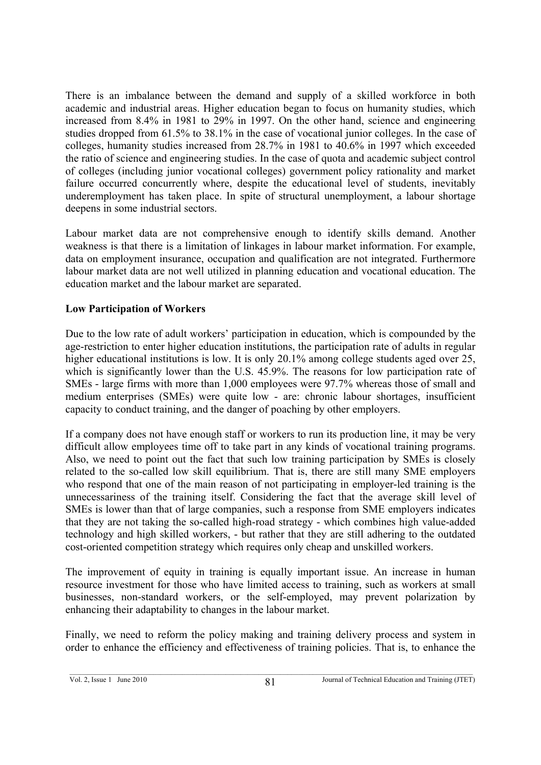There is an imbalance between the demand and supply of a skilled workforce in both academic and industrial areas. Higher education began to focus on humanity studies, which increased from 8.4% in 1981 to 29% in 1997. On the other hand, science and engineering studies dropped from 61.5% to 38.1% in the case of vocational junior colleges. In the case of colleges, humanity studies increased from 28.7% in 1981 to 40.6% in 1997 which exceeded the ratio of science and engineering studies. In the case of quota and academic subject control of colleges (including junior vocational colleges) government policy rationality and market failure occurred concurrently where, despite the educational level of students, inevitably underemployment has taken place. In spite of structural unemployment, a labour shortage deepens in some industrial sectors.

Labour market data are not comprehensive enough to identify skills demand. Another weakness is that there is a limitation of linkages in labour market information. For example, data on employment insurance, occupation and qualification are not integrated. Furthermore labour market data are not well utilized in planning education and vocational education. The education market and the labour market are separated.

**Low Participation of Workers**

Due to the low rate of adult workers' participation in education, which is compounded by the age-restriction to enter higher education institutions, the participation rate of adults in regular higher educational institutions is low. It is only 20.1% among college students aged over 25, which is significantly lower than the U.S. 45.9%. The reasons for low participation rate of SMEs - large firms with more than 1,000 employees were 97.7% whereas those of small and medium enterprises (SMEs) were quite low - are: chronic labour shortages, insufficient capacity to conduct training, and the danger of poaching by other employers.

If a company does not have enough staff or workers to run its production line, it may be very difficult allow employees time off to take part in any kinds of vocational training programs. Also, we need to point out the fact that such low training participation by SMEs is closely related to the so-called low skill equilibrium. That is, there are still many SME employers who respond that one of the main reason of not participating in employer-led training is the unnecessariness of the training itself. Considering the fact that the average skill level of SMEs is lower than that of large companies, such a response from SME employers indicates that they are not taking the so-called high-road strategy - which combines high value-added technology and high skilled workers, - but rather that they are still adhering to the outdated cost-oriented competition strategy which requires only cheap and unskilled workers.

The improvement of equity in training is equally important issue. An increase in human resource investment for those who have limited access to training, such as workers at small businesses, non-standard workers, or the self-employed, may prevent polarization by enhancing their adaptability to changes in the labour market.

Finally, we need to reform the policy making and training delivery process and system in order to enhance the efficiency and effectiveness of training policies. That is, to enhance the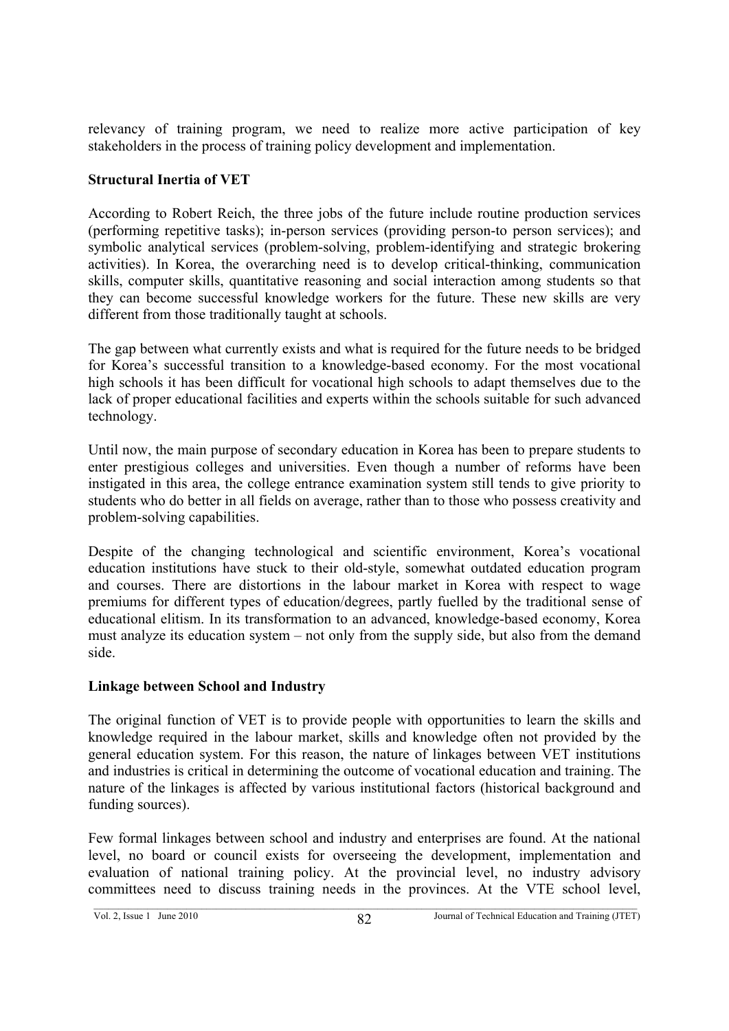relevancy of training program, we need to realize more active participation of key stakeholders in the process of training policy development and implementation.

**Structural Inertia of VET**

According to Robert Reich, the three jobs of the future include routine production services (performing repetitive tasks); in-person services (providing person-to person services); and symbolic analytical services (problem-solving, problem-identifying and strategic brokering activities). In Korea, the overarching need is to develop critical-thinking, communication skills, computer skills, quantitative reasoning and social interaction among students so that they can become successful knowledge workers for the future. These new skills are very different from those traditionally taught at schools.

The gap between what currently exists and what is required for the future needs to be bridged for Korea's successful transition to a knowledge-based economy. For the most vocational high schools it has been difficult for vocational high schools to adapt themselves due to the lack of proper educational facilities and experts within the schools suitable for such advanced technology.

Until now, the main purpose of secondary education in Korea has been to prepare students to enter prestigious colleges and universities. Even though a number of reforms have been instigated in this area, the college entrance examination system still tends to give priority to students who do better in all fields on average, rather than to those who possess creativity and problem-solving capabilities.

Despite of the changing technological and scientific environment, Korea's vocational education institutions have stuck to their old-style, somewhat outdated education program and courses. There are distortions in the labour market in Korea with respect to wage premiums for different types of education/degrees, partly fuelled by the traditional sense of educational elitism. In its transformation to an advanced, knowledge-based economy, Korea must analyze its education system – not only from the supply side, but also from the demand side.

**Linkage between School and Industry**

The original function of VET is to provide people with opportunities to learn the skills and knowledge required in the labour market, skills and knowledge often not provided by the general education system. For this reason, the nature of linkages between VET institutions and industries is critical in determining the outcome of vocational education and training. The nature of the linkages is affected by various institutional factors (historical background and funding sources).

Few formal linkages between school and industry and enterprises are found. At the national level, no board or council exists for overseeing the development, implementation and evaluation of national training policy. At the provincial level, no industry advisory committees need to discuss training needs in the provinces. At the VTE school level,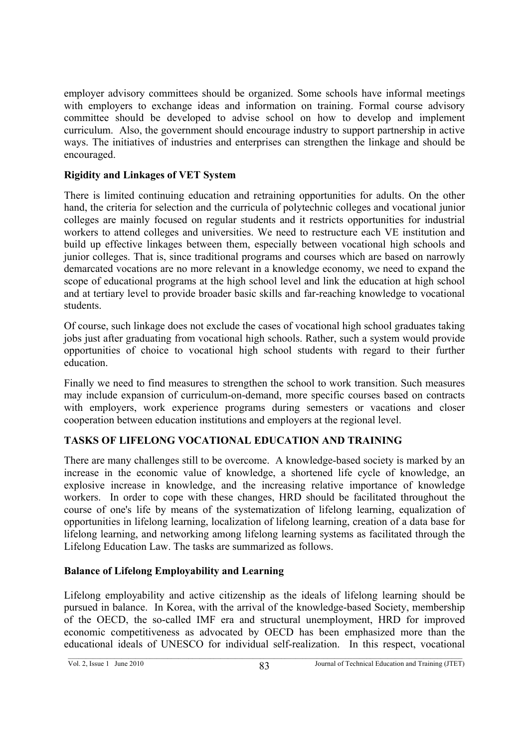employer advisory committees should be organized. Some schools have informal meetings with employers to exchange ideas and information on training. Formal course advisory committee should be developed to advise school on how to develop and implement curriculum. Also, the government should encourage industry to support partnership in active ways. The initiatives of industries and enterprises can strengthen the linkage and should be encouraged.

### Rigidity and Linkages of VET System

There is limited continuing education and retraining opportunities for adults. On the other hand, the criteria for selection and the curricula of polytechnic colleges and vocational junior colleges are mainly focused on regular students and it restricts opportunities for industrial workers to attend colleges and universities. We need to restructure each VE institution and build up effective linkages between them, especially between vocational high schools and junior colleges. That is, since traditional programs and courses which are based on narrowly demarcated vocations are no more relevant in a knowledge economy, we need to expand the scope of educational programs at the high school level and link the education at high school and at tertiary level to provide broader basic skills and far-reaching knowledge to vocational students.

Of course, such linkage does not exclude the cases of vocational high school graduates taking jobs just after graduating from vocational high schools. Rather, such a system would provide opportunities of choice to vocational high school students with regard to their further education.

Finally we need to find measures to strengthen the school to work transition. Such measures may include expansion of curriculum-on-demand, more specific courses based on contracts with employers, work experience programs during semesters or vacations and closer cooperation between education institutions and employers at the regional level.

## TASKS OF LIFELONG VOCATIONAL EDUCATION AND TRAINING

There are many challenges still to be overcome. A knowledge-based society is marked by an increase in the economic value of knowledge, a shortened life cycle of knowledge, an explosive increase in knowledge, and the increasing relative importance of knowledge workers. In order to cope with these changes, HRD should be facilitated throughout the course of one's life by means of the systematization of lifelong learning, equalization of opportunities in lifelong learning, localization of lifelong learning, creation of a data base for lifelong learning, and networking among lifelong learning systems as facilitated through the Lifelong Education Law. The tasks are summarized as follows.

### Balance of Lifelong Employability and Learning

Lifelong employability and active citizenship as the ideals of lifelong learning should be pursued in balance. In Korea, with the arrival of the knowledge-based Society, membership of the OECD, the so-called IMF era and structural unemployment, HRD for improved economic competitiveness as advocated by OECD has been emphasized more than the educational ideals of UNESCO for individual self-realization. In this respect, vocational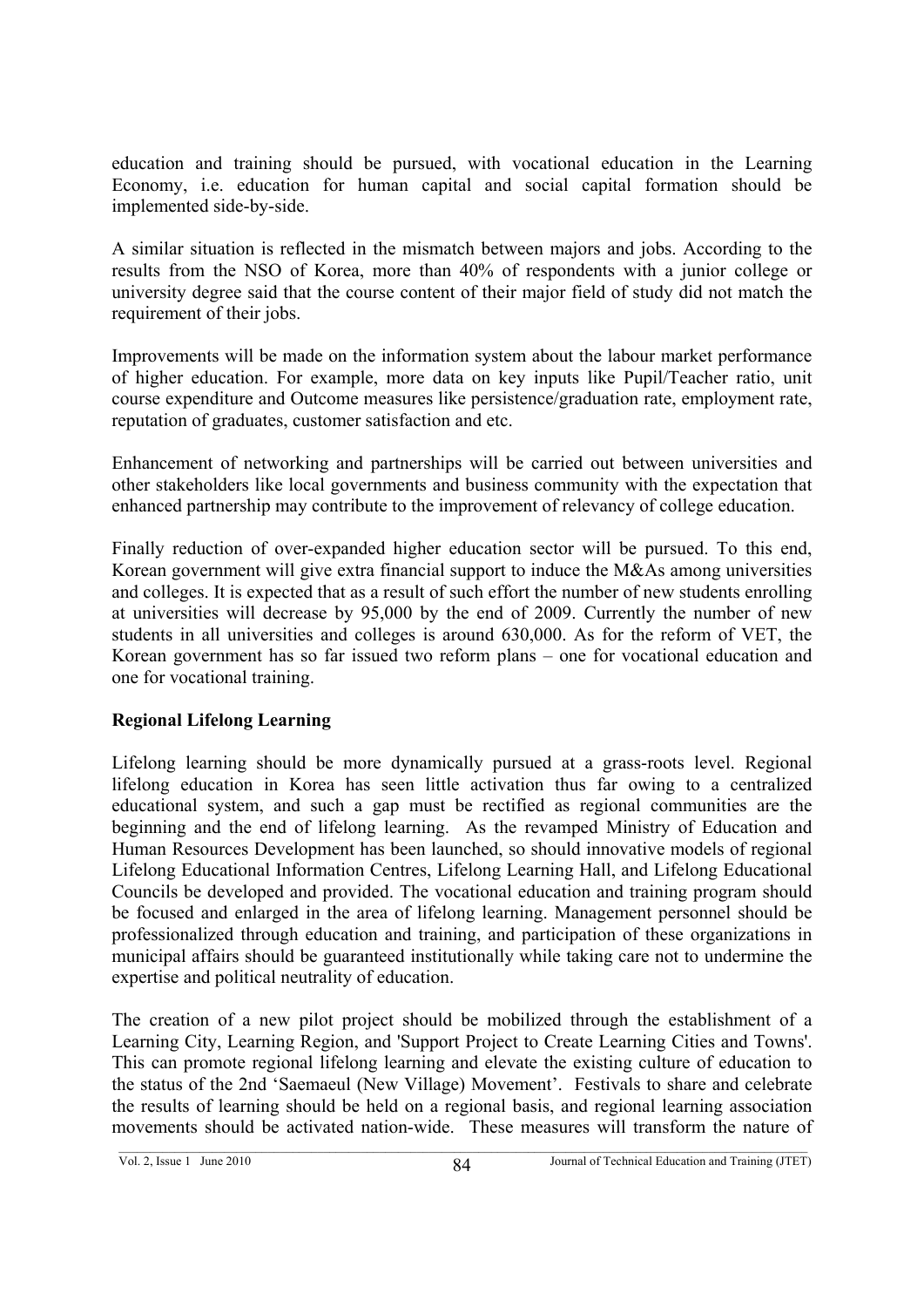education and training should be pursued, with vocational education in the Learning Economy, i.e. education for human capital and social capital formation should be implemented side-by-side.

A similar situation is reflected in the mismatch between majors and jobs. According to the results from the NSO of Korea, more than 40% of respondents with a junior college or university degree said that the course content of their major field of study did not match the requirement of their jobs.

Improvements will be made on the information system about the labour market performance of higher education. For example, more data on key inputs like Pupil/Teacher ratio, unit course expenditure and Outcome measures like persistence/graduation rate, employment rate, reputation of graduates, customer satisfaction and etc.

Enhancement of networking and partnerships will be carried out between universities and other stakeholders like local governments and business community with the expectation that enhanced partnership may contribute to the improvement of relevancy of college education.

Finally reduction of over-expanded higher education sector will be pursued. To this end, Korean government will give extra financial support to induce the M&As among universities and colleges. It is expected that as a result of such effort the number of new students enrolling at universities will decrease by 95,000 by the end of 2009. Currently the number of new students in all universities and colleges is around 630,000. As for the reform of VET, the Korean government has so far issued two reform plans – one for vocational education and one for vocational training.

**Regional Lifelong Learning**

Lifelong learning should be more dynamically pursued at a grass-roots level. Regional lifelong education in Korea has seen little activation thus far owing to a centralized educational system, and such a gap must be rectified as regional communities are the beginning and the end of lifelong learning. As the revamped Ministry of Education and Human Resources Development has been launched, so should innovative models of regional Lifelong Educational Information Centres, Lifelong Learning Hall, and Lifelong Educational Councils be developed and provided. The vocational education and training program should be focused and enlarged in the area of lifelong learning. Management personnel should be professionalized through education and training, and participation of these organizations in municipal affairs should be guaranteed institutionally while taking care not to undermine the expertise and political neutrality of education.

The creation of a new pilot project should be mobilized through the establishment of a Learning City, Learning Region, and 'Support Project to Create Learning Cities and Towns'. This can promote regional lifelong learning and elevate the existing culture of education to the status of the 2nd 'Saemaeul (New Village) Movement'. Festivals to share and celebrate the results of learning should be held on a regional basis, and regional learning association movements should be activated nation-wide. These measures will transform the nature of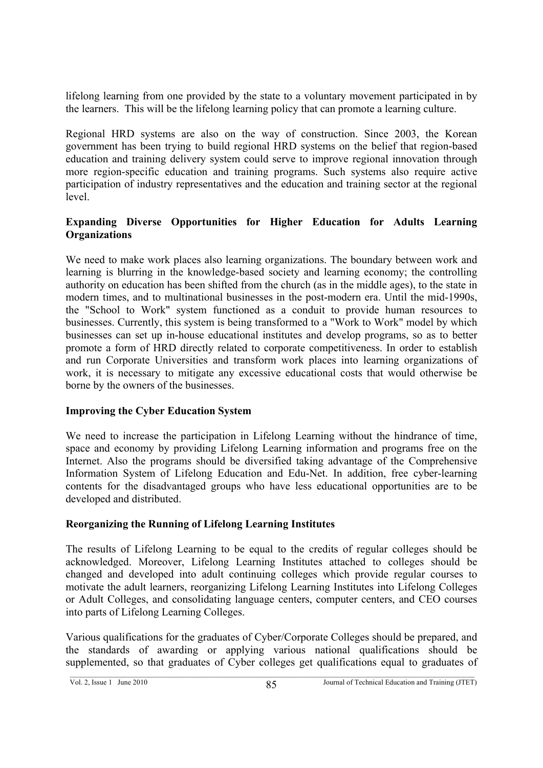lifelong learning from one provided by the state to a voluntary movement participated in by the learners. This will be the lifelong learning policy that can promote a learning culture.

Regional HRD systems are also on the way of construction. Since 2003, the Korean government has been trying to build regional HRD systems on the belief that region-based education and training delivery system could serve to improve regional innovation through more region-specific education and training programs. Such systems also require active participation of industry representatives and the education and training sector at the regional level.

**Expanding Diverse Opportunities for Higher Education for Adults Learning Organizations**

We need to make work places also learning organizations. The boundary between work and learning is blurring in the knowledge-based society and learning economy; the controlling authority on education has been shifted from the church (as in the middle ages), to the state in modern times, and to multinational businesses in the post-modern era. Until the mid-1990s, the "School to Work" system functioned as a conduit to provide human resources to businesses. Currently, this system is being transformed to a "Work to Work" model by which businesses can set up in-house educational institutes and develop programs, so as to better promote a form of HRD directly related to corporate competitiveness. In order to establish and run Corporate Universities and transform work places into learning organizations of work, it is necessary to mitigate any excessive educational costs that would otherwise be borne by the owners of the businesses.

**Improving the Cyber Education System**

We need to increase the participation in Lifelong Learning without the hindrance of time, space and economy by providing Lifelong Learning information and programs free on the Internet. Also the programs should be diversified taking advantage of the Comprehensive Information System of Lifelong Education and Edu-Net. In addition, free cyber-learning contents for the disadvantaged groups who have less educational opportunities are to be developed and distributed.

**Reorganizing the Running of Lifelong Learning Institutes**

The results of Lifelong Learning to be equal to the credits of regular colleges should be acknowledged. Moreover, Lifelong Learning Institutes attached to colleges should be changed and developed into adult continuing colleges which provide regular courses to motivate the adult learners, reorganizing Lifelong Learning Institutes into Lifelong Colleges or Adult Colleges, and consolidating language centers, computer centers, and CEO courses into parts of Lifelong Learning Colleges.

Various qualifications for the graduates of Cyber/Corporate Colleges should be prepared, and the standards of awarding or applying various national qualifications should be supplemented, so that graduates of Cyber colleges get qualifications equal to graduates of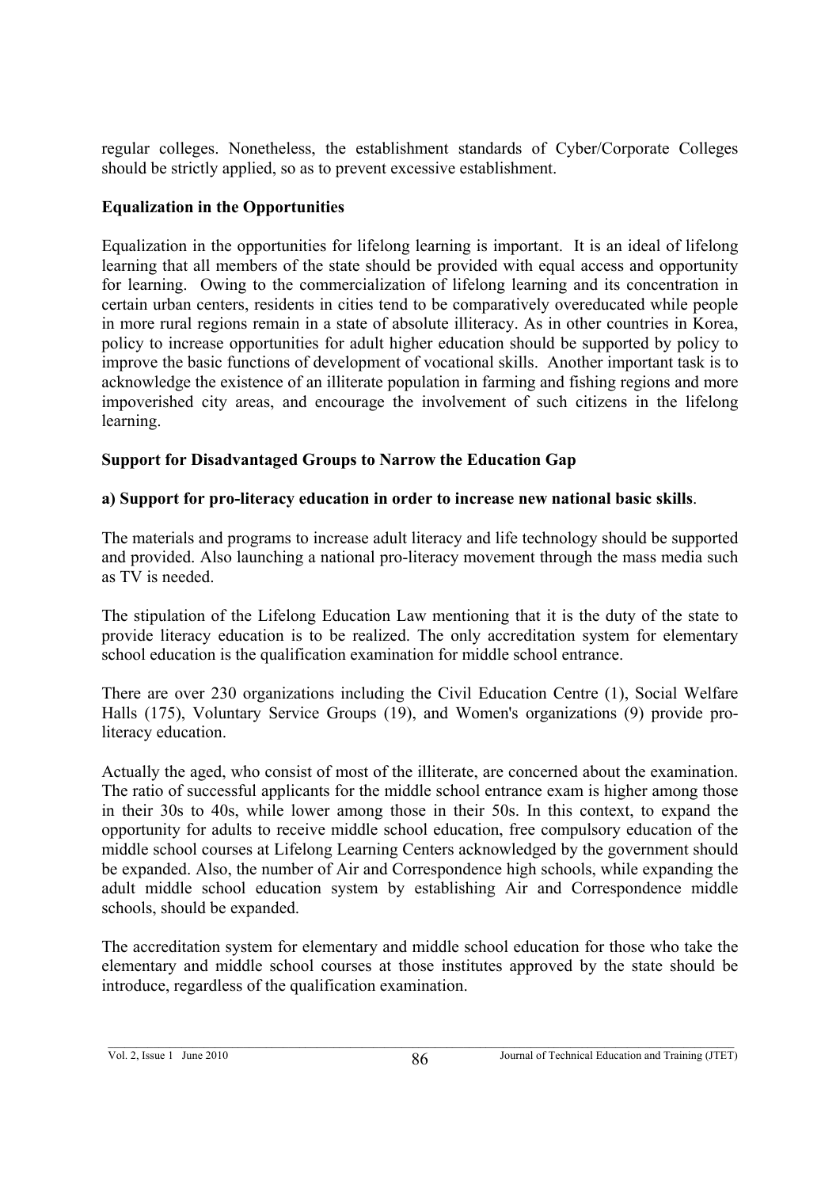regular colleges. Nonetheless, the establishment standards of Cyber/Corporate Colleges should be strictly applied, so as to prevent excessive establishment.

**Equalization in the Opportunities**

Equalization in the opportunities for lifelong learning is important. It is an ideal of lifelong learning that all members of the state should be provided with equal access and opportunity for learning. Owing to the commercialization of lifelong learning and its concentration in certain urban centers, residents in cities tend to be comparatively overeducated while people in more rural regions remain in a state of absolute illiteracy. As in other countries in Korea, policy to increase opportunities for adult higher education should be supported by policy to improve the basic functions of development of vocational skills. Another important task is to acknowledge the existence of an illiterate population in farming and fishing regions and more impoverished city areas, and encourage the involvement of such citizens in the lifelong learning.

**Support for Disadvantaged Groups to Narrow the Education Gap**

**a) Support for pro-literacy education in order to increase new national basic skills**.

The materials and programs to increase adult literacy and life technology should be supported and provided. Also launching a national pro-literacy movement through the mass media such as TV is needed.

The stipulation of the Lifelong Education Law mentioning that it is the duty of the state to provide literacy education is to be realized. The only accreditation system for elementary school education is the qualification examination for middle school entrance.

There are over 230 organizations including the Civil Education Centre (1), Social Welfare Halls (175), Voluntary Service Groups (19), and Women's organizations (9) provide pro-literacy education.

Actually the aged, who consist of most of the illiterate, are concerned about the examination. The ratio of successful applicants for the middle school entrance exam is higher among those in their 30s to 40s, while lower among those in their 50s. In this context, to expand the opportunity for adults to receive middle school education, free compulsory education of the middle school courses at Lifelong Learning Centers acknowledged by the government should be expanded. Also, the number of Air and Correspondence high schools, while expanding the adult middle school education system by establishing Air and Correspondence middle schools, should be expanded.

The accreditation system for elementary and middle school education for those who take the elementary and middle school courses at those institutes approved by the state should be introduce, regardless of the qualification examination.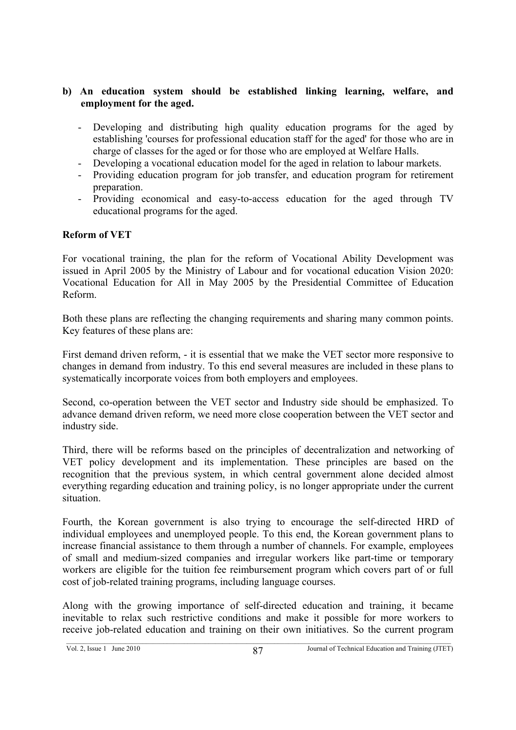**b) An education system should be established linking learning, welfare, and employment for the aged.**

- Developing and distributing high quality education programs for the aged by establishing 'courses for professional education staff for the aged' for those who are in charge of classes for the aged or for those who are employed at Welfare Halls.
- Developing a vocational education model for the aged in relation to labour markets.
- Providing education program for job transfer, and education program for retirement preparation.
- Providing economical and easy-to-access education for the aged through TV educational programs for the aged.

**Reform of VET**

For vocational training, the plan for the reform of Vocational Ability Development was issued in April 2005 by the Ministry of Labour and for vocational education Vision 2020: Vocational Education for All in May 2005 by the Presidential Committee of Education Reform.

Both these plans are reflecting the changing requirements and sharing many common points. Key features of these plans are:

First demand driven reform, - it is essential that we make the VET sector more responsive to changes in demand from industry. To this end several measures are included in these plans to systematically incorporate voices from both employers and employees.

Second, co-operation between the VET sector and Industry side should be emphasized. To advance demand driven reform, we need more close cooperation between the VET sector and industry side.

Third, there will be reforms based on the principles of decentralization and networking of VET policy development and its implementation. These principles are based on the recognition that the previous system, in which central government alone decided almost everything regarding education and training policy, is no longer appropriate under the current situation.

Fourth, the Korean government is also trying to encourage the self-directed HRD of individual employees and unemployed people. To this end, the Korean government plans to increase financial assistance to them through a number of channels. For example, employees of small and medium-sized companies and irregular workers like part-time or temporary workers are eligible for the tuition fee reimbursement program which covers part of or full cost of job-related training programs, including language courses.

Along with the growing importance of self-directed education and training, it became inevitable to relax such restrictive conditions and make it possible for more workers to receive job-related education and training on their own initiatives. So the current program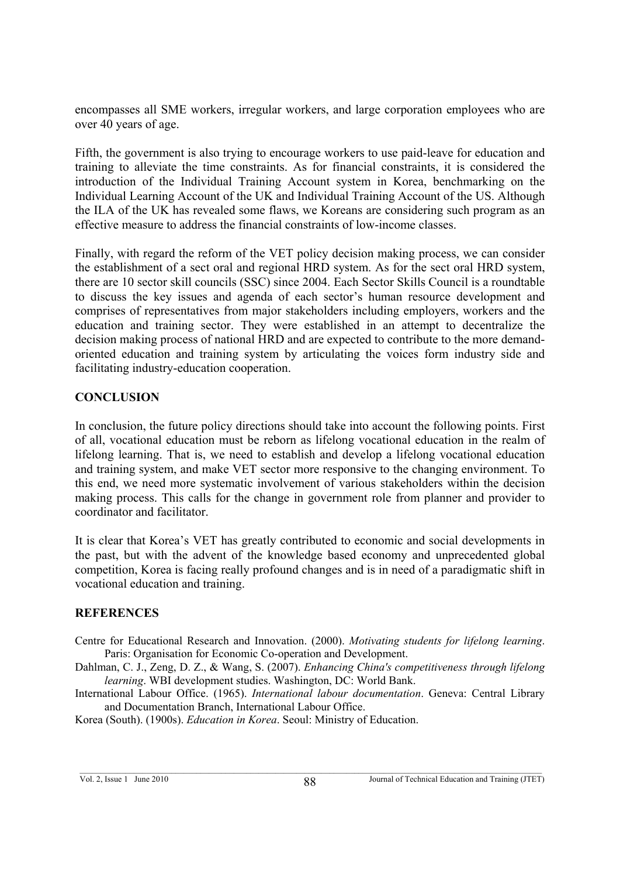encompasses all SME workers, irregular workers, and large corporation employees who are over 40 years of age.

Fifth, the government is also trying to encourage workers to use paid-leave for education and training to alleviate the time constraints. As for financial constraints, it is considered the introduction of the Individual Training Account system in Korea, benchmarking on the Individual Learning Account of the UK and Individual Training Account of the US. Although the ILA of the UK has revealed some flaws, we Koreans are considering such program as an effective measure to address the financial constraints of low-income classes.

Finally, with regard the reform of the VET policy decision making process, we can consider the establishment of a sect oral and regional HRD system. As for the sect oral HRD system, there are 10 sector skill councils (SSC) since 2004. Each Sector Skills Council is a roundtable to discuss the key issues and agenda of each sector's human resource development and comprises of representatives from major stakeholders including employers, workers and the education and training sector. They were established in an attempt to decentralize the decision making process of national HRD and are expected to contribute to the more demand-oriented education and training system by articulating the voices form industry side and facilitating industry-education cooperation.

## CONCLUSION

In conclusion, the future policy directions should take into account the following points. First of all, vocational education must be reborn as lifelong vocational education in the realm of lifelong learning. That is, we need to establish and develop a lifelong vocational education and training system, and make VET sector more responsive to the changing environment. To this end, we need more systematic involvement of various stakeholders within the decision making process. This calls for the change in government role from planner and provider to coordinator and facilitator.

It is clear that Korea's VET has greatly contributed to economic and social developments in the past, but with the advent of the knowledge based economy and unprecedented global competition, Korea is facing really profound changes and is in need of a paradigmatic shift in vocational education and training.

## REFERENCES

Centre for Educational Research and Innovation. (2000). *Motivating students for lifelong learning*. Paris: Organisation for Economic Co-operation and Development.

Dahlman, C. J., Zeng, D. Z., & Wang, S. (2007). *Enhancing China's competitiveness through lifelong learning*. WBI development studies. Washington, DC: World Bank.

International Labour Office. (1965). *International labour documentation*. Geneva: Central Library and Documentation Branch, International Labour Office.

Korea (South). (1900s). *Education in Korea*. Seoul: Ministry of Education.